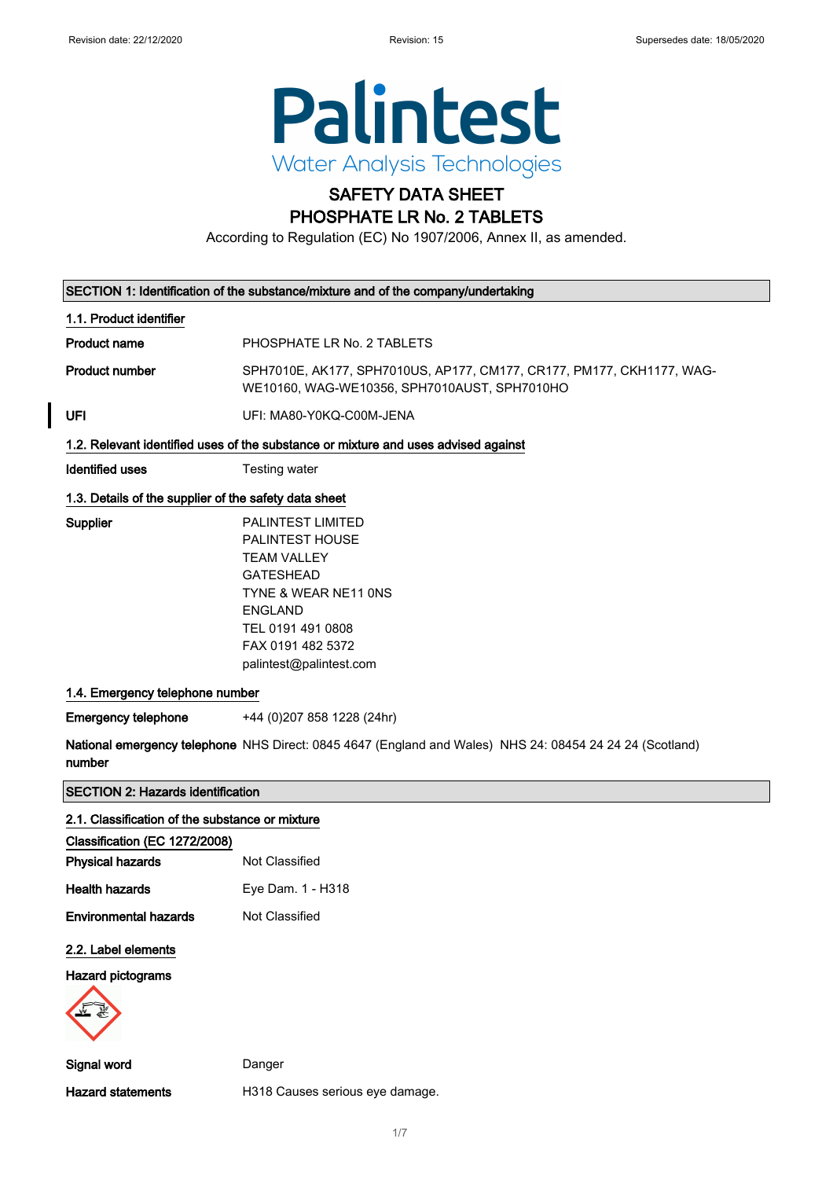Palintest
Water Analysis Technologies

# SAFETY DATA SHEET
# PHOSPHATE LR No. 2 TABLETS

According to Regulation (EC) No 1907/2006, Annex II, as amended.

## SECTION 1: Identification of the substance/mixture and of the company/undertaking

### 1.1. Product identifier

**Product name** PHOSPHATE LR No. 2 TABLETS

**Product number** SPH7010E, AK177, SPH7010US, AP177, CM177, CR177, PM177, CKH1177, WAG-WE10160, WAG-WE10356, SPH7010AUST, SPH7010HO

**UFI** UFI: MA80-Y0KQ-C00M-JENA

### 1.2. Relevant identified uses of the substance or mixture and uses advised against

**Identified uses** Testing water

### 1.3. Details of the supplier of the safety data sheet

**Supplier**
PALINTEST LIMITED
PALINTEST HOUSE
TEAM VALLEY
GATESHEAD
TYNE & WEAR NE11 0NS
ENGLAND
TEL 0191 491 0808
FAX 0191 482 5372
palintest@palintest.com

### 1.4. Emergency telephone number

**Emergency telephone** +44 (0)207 858 1228 (24hr)

**National emergency telephone number** NHS Direct: 0845 4647 (England and Wales) NHS 24: 08454 24 24 24 (Scotland)

## SECTION 2: Hazards identification

### 2.1. Classification of the substance or mixture

**Classification (EC 1272/2008)**

**Physical hazards** Not Classified

**Health hazards** Eye Dam. 1 - H318

**Environmental hazards** Not Classified

### 2.2. Label elements

**Hazard pictograms**

**Signal word** Danger

**Hazard statements** H318 Causes serious eye damage.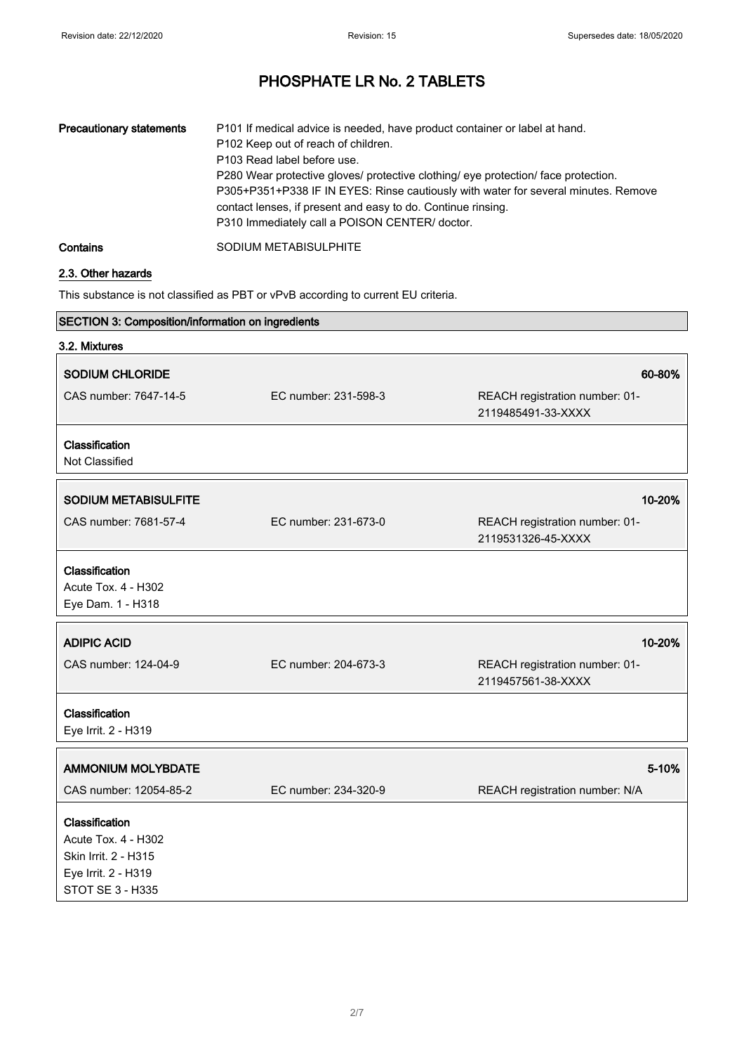# PHOSPHATE LR No. 2 TABLETS

| | |
|---|---|
| **Precautionary statements** | P101 If medical advice is needed, have product container or label at hand.<br>P102 Keep out of reach of children.<br>P103 Read label before use.<br>P280 Wear protective gloves/ protective clothing/ eye protection/ face protection.<br>P305+P351+P338 IF IN EYES: Rinse cautiously with water for several minutes. Remove contact lenses, if present and easy to do. Continue rinsing.<br>P310 Immediately call a POISON CENTER/ doctor. |
| **Contains** | SODIUM METABISULPHITE |

## 2.3. Other hazards

This substance is not classified as PBT or vPvB according to current EU criteria.

## SECTION 3: Composition/information on ingredients

### 3.2. Mixtures

| **SODIUM CHLORIDE** | | **60-80%** |
|---|---|---|
| CAS number: 7647-14-5 | EC number: 231-598-3 | REACH registration number: 01-2119485491-33-XXXX |

**Classification**
Not Classified

| **SODIUM METABISULFITE** | | **10-20%** |
|---|---|---|
| CAS number: 7681-57-4 | EC number: 231-673-0 | REACH registration number: 01-2119531326-45-XXXX |

**Classification**
Acute Tox. 4 - H302
Eye Dam. 1 - H318

| **ADIPIC ACID** | | **10-20%** |
|---|---|---|
| CAS number: 124-04-9 | EC number: 204-673-3 | REACH registration number: 01-2119457561-38-XXXX |

**Classification**
Eye Irrit. 2 - H319

| **AMMONIUM MOLYBDATE** | | **5-10%** |
|---|---|---|
| CAS number: 12054-85-2 | EC number: 234-320-9 | REACH registration number: N/A |

**Classification**
Acute Tox. 4 - H302
Skin Irrit. 2 - H315
Eye Irrit. 2 - H319
STOT SE 3 - H335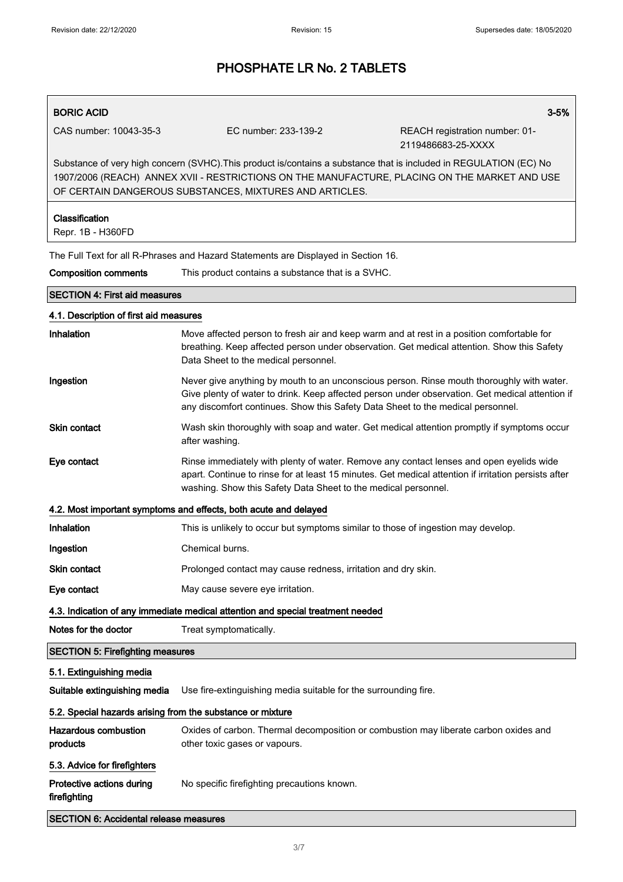# PHOSPHATE LR No. 2 TABLETS

**BORIC ACID** 3-5%

CAS number: 10043-35-3 EC number: 233-139-2 REACH registration number: 01-2119486683-25-XXXX

Substance of very high concern (SVHC).This product is/contains a substance that is included in REGULATION (EC) No 1907/2006 (REACH) ANNEX XVII - RESTRICTIONS ON THE MANUFACTURE, PLACING ON THE MARKET AND USE OF CERTAIN DANGEROUS SUBSTANCES, MIXTURES AND ARTICLES.

**Classification**
Repr. 1B - H360FD

The Full Text for all R-Phrases and Hazard Statements are Displayed in Section 16.

**Composition comments** This product contains a substance that is a SVHC.

## SECTION 4: First aid measures

### 4.1. Description of first aid measures

**Inhalation** Move affected person to fresh air and keep warm and at rest in a position comfortable for breathing. Keep affected person under observation. Get medical attention. Show this Safety Data Sheet to the medical personnel.

**Ingestion** Never give anything by mouth to an unconscious person. Rinse mouth thoroughly with water. Give plenty of water to drink. Keep affected person under observation. Get medical attention if any discomfort continues. Show this Safety Data Sheet to the medical personnel.

**Skin contact** Wash skin thoroughly with soap and water. Get medical attention promptly if symptoms occur after washing.

**Eye contact** Rinse immediately with plenty of water. Remove any contact lenses and open eyelids wide apart. Continue to rinse for at least 15 minutes. Get medical attention if irritation persists after washing. Show this Safety Data Sheet to the medical personnel.

### 4.2. Most important symptoms and effects, both acute and delayed

**Inhalation** This is unlikely to occur but symptoms similar to those of ingestion may develop.

**Ingestion** Chemical burns.

**Skin contact** Prolonged contact may cause redness, irritation and dry skin.

**Eye contact** May cause severe eye irritation.

### 4.3. Indication of any immediate medical attention and special treatment needed

**Notes for the doctor** Treat symptomatically.

## SECTION 5: Firefighting measures

### 5.1. Extinguishing media

**Suitable extinguishing media** Use fire-extinguishing media suitable for the surrounding fire.

### 5.2. Special hazards arising from the substance or mixture

**Hazardous combustion products** Oxides of carbon. Thermal decomposition or combustion may liberate carbon oxides and other toxic gases or vapours.

### 5.3. Advice for firefighters

**Protective actions during firefighting** No specific firefighting precautions known.

## SECTION 6: Accidental release measures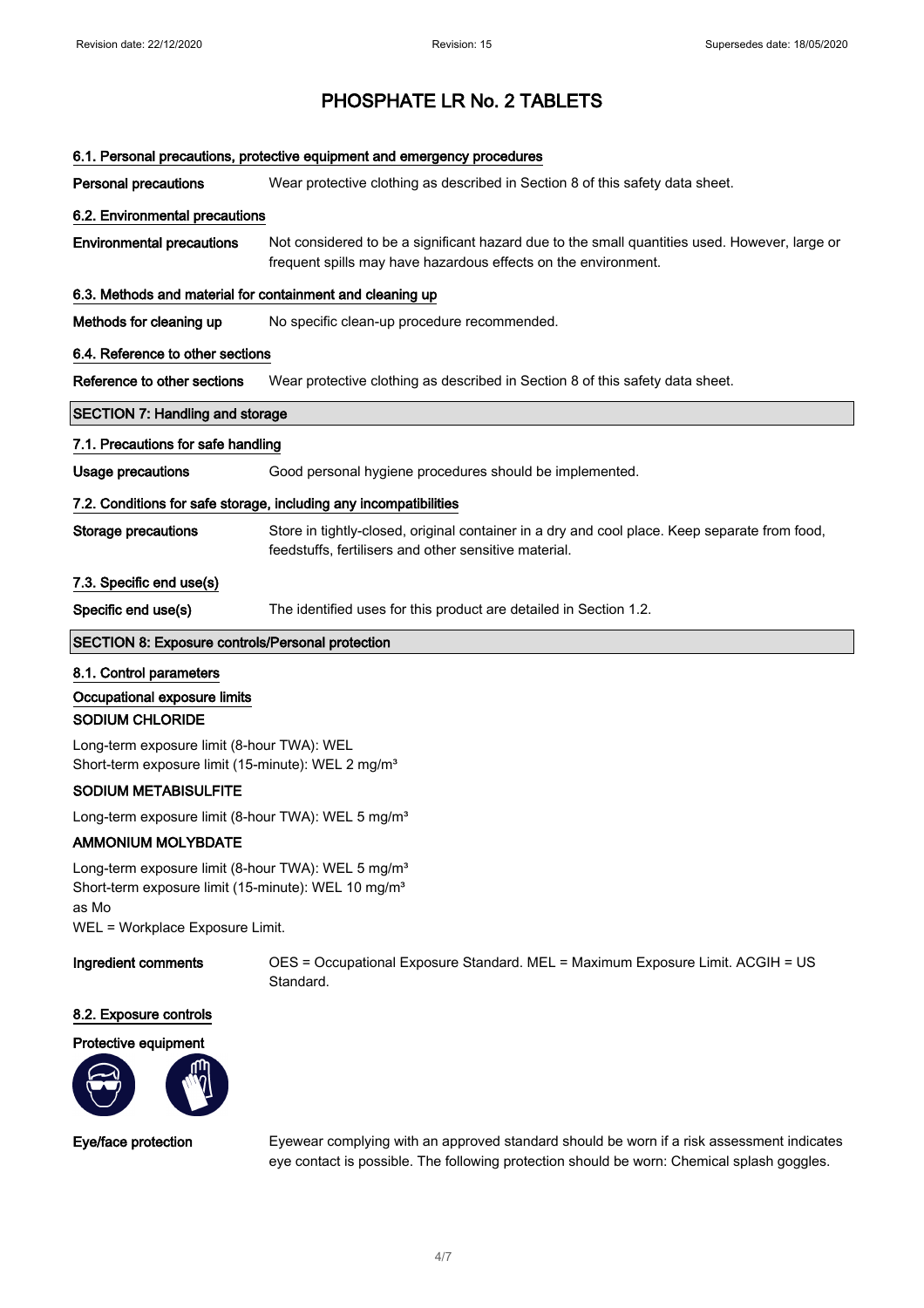# PHOSPHATE LR No. 2 TABLETS

### 6.1. Personal precautions, protective equipment and emergency procedures

**Personal precautions** Wear protective clothing as described in Section 8 of this safety data sheet.

### 6.2. Environmental precautions

**Environmental precautions** Not considered to be a significant hazard due to the small quantities used. However, large or frequent spills may have hazardous effects on the environment.

### 6.3. Methods and material for containment and cleaning up

**Methods for cleaning up** No specific clean-up procedure recommended.

### 6.4. Reference to other sections

**Reference to other sections** Wear protective clothing as described in Section 8 of this safety data sheet.

## SECTION 7: Handling and storage

### 7.1. Precautions for safe handling

**Usage precautions** Good personal hygiene procedures should be implemented.

### 7.2. Conditions for safe storage, including any incompatibilities

**Storage precautions** Store in tightly-closed, original container in a dry and cool place. Keep separate from food, feedstuffs, fertilisers and other sensitive material.

### 7.3. Specific end use(s)

**Specific end use(s)** The identified uses for this product are detailed in Section 1.2.

## SECTION 8: Exposure controls/Personal protection

### 8.1. Control parameters

**Occupational exposure limits**

**SODIUM CHLORIDE**

Long-term exposure limit (8-hour TWA): WEL
Short-term exposure limit (15-minute): WEL 2 mg/m³

**SODIUM METABISULFITE**

Long-term exposure limit (8-hour TWA): WEL 5 mg/m³

**AMMONIUM MOLYBDATE**

Long-term exposure limit (8-hour TWA): WEL 5 mg/m³
Short-term exposure limit (15-minute): WEL 10 mg/m³
as Mo
WEL = Workplace Exposure Limit.

**Ingredient comments** OES = Occupational Exposure Standard. MEL = Maximum Exposure Limit. ACGIH = US Standard.

### 8.2. Exposure controls

**Protective equipment**

**Eye/face protection** Eyewear complying with an approved standard should be worn if a risk assessment indicates eye contact is possible. The following protection should be worn: Chemical splash goggles.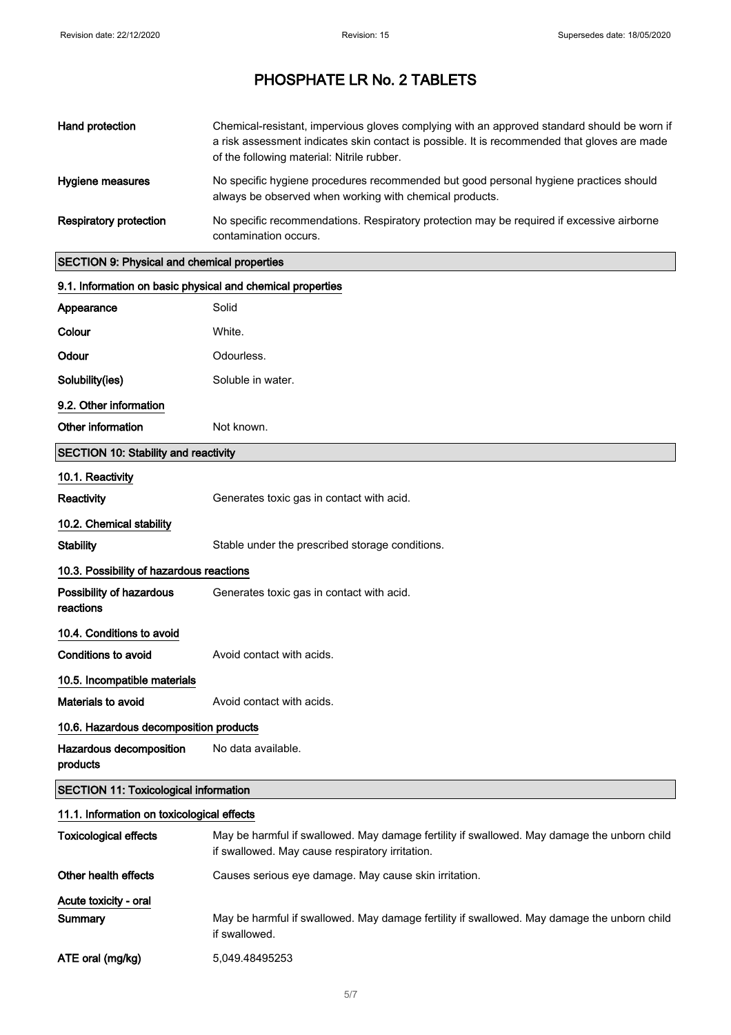# PHOSPHATE LR No. 2 TABLETS

| | |
|---|---|
| **Hand protection** | Chemical-resistant, impervious gloves complying with an approved standard should be worn if a risk assessment indicates skin contact is possible. It is recommended that gloves are made of the following material: Nitrile rubber. |
| **Hygiene measures** | No specific hygiene procedures recommended but good personal hygiene practices should always be observed when working with chemical products. |
| **Respiratory protection** | No specific recommendations. Respiratory protection may be required if excessive airborne contamination occurs. |

## SECTION 9: Physical and chemical properties

### 9.1. Information on basic physical and chemical properties

| | |
|---|---|
| **Appearance** | Solid |
| **Colour** | White. |
| **Odour** | Odourless. |
| **Solubility(ies)** | Soluble in water. |

### 9.2. Other information

| | |
|---|---|
| **Other information** | Not known. |

## SECTION 10: Stability and reactivity

### 10.1. Reactivity

| | |
|---|---|
| **Reactivity** | Generates toxic gas in contact with acid. |

### 10.2. Chemical stability

| | |
|---|---|
| **Stability** | Stable under the prescribed storage conditions. |

### 10.3. Possibility of hazardous reactions

| | |
|---|---|
| **Possibility of hazardous reactions** | Generates toxic gas in contact with acid. |

### 10.4. Conditions to avoid

| | |
|---|---|
| **Conditions to avoid** | Avoid contact with acids. |

### 10.5. Incompatible materials

| | |
|---|---|
| **Materials to avoid** | Avoid contact with acids. |

### 10.6. Hazardous decomposition products

| | |
|---|---|
| **Hazardous decomposition products** | No data available. |

## SECTION 11: Toxicological information

### 11.1. Information on toxicological effects

| | |
|---|---|
| **Toxicological effects** | May be harmful if swallowed. May damage fertility if swallowed. May damage the unborn child if swallowed. May cause respiratory irritation. |
| **Other health effects** | Causes serious eye damage. May cause skin irritation. |

### Acute toxicity - oral

| | |
|---|---|
| **Summary** | May be harmful if swallowed. May damage fertility if swallowed. May damage the unborn child if swallowed. |
| **ATE oral (mg/kg)** | 5,049.48495253 |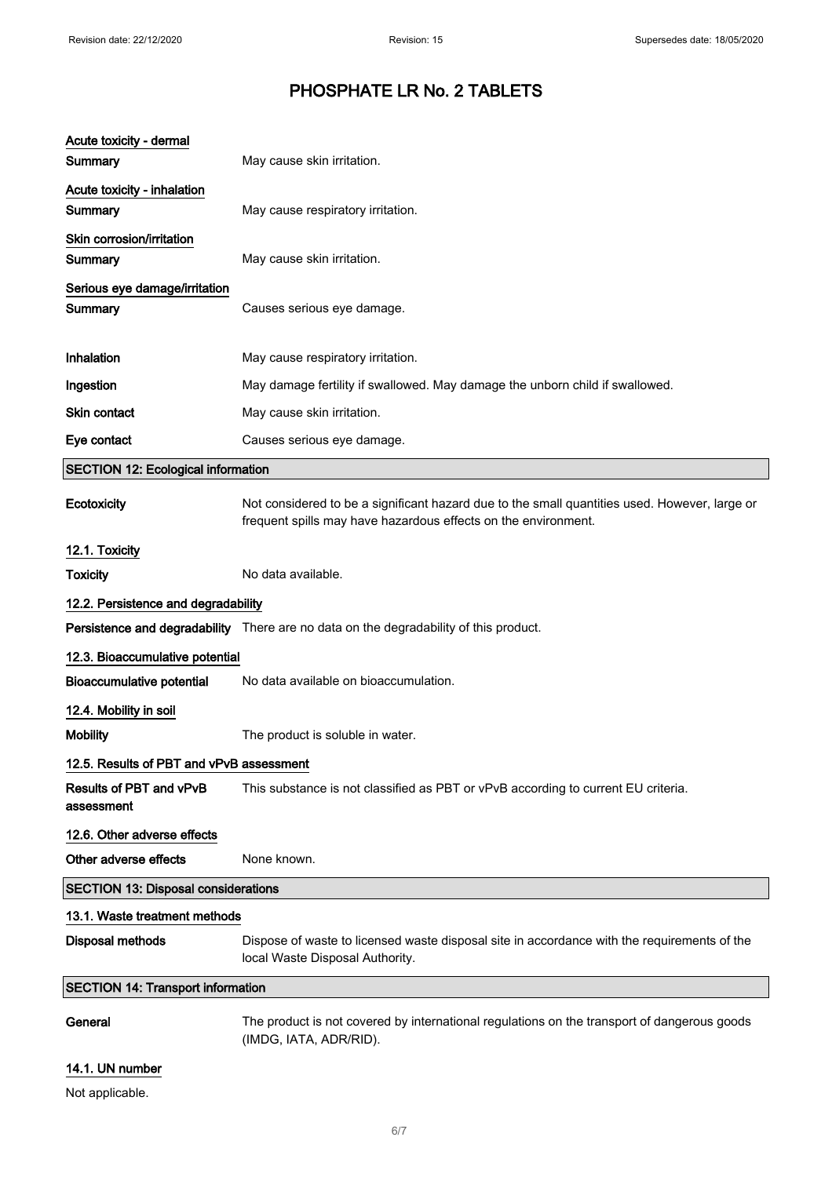# PHOSPHATE LR No. 2 TABLETS

**Acute toxicity - dermal**

**Summary** May cause skin irritation.

**Acute toxicity - inhalation**

**Summary** May cause respiratory irritation.

**Skin corrosion/irritation**

**Summary** May cause skin irritation.

**Serious eye damage/irritation**

**Summary** Causes serious eye damage.

**Inhalation** May cause respiratory irritation.

**Ingestion** May damage fertility if swallowed. May damage the unborn child if swallowed.

**Skin contact** May cause skin irritation.

**Eye contact** Causes serious eye damage.

## SECTION 12: Ecological information

**Ecotoxicity** Not considered to be a significant hazard due to the small quantities used. However, large or frequent spills may have hazardous effects on the environment.

### 12.1. Toxicity

**Toxicity** No data available.

### 12.2. Persistence and degradability

**Persistence and degradability** There are no data on the degradability of this product.

### 12.3. Bioaccumulative potential

**Bioaccumulative potential** No data available on bioaccumulation.

### 12.4. Mobility in soil

**Mobility** The product is soluble in water.

### 12.5. Results of PBT and vPvB assessment

**Results of PBT and vPvB assessment** This substance is not classified as PBT or vPvB according to current EU criteria.

### 12.6. Other adverse effects

**Other adverse effects** None known.

## SECTION 13: Disposal considerations

### 13.1. Waste treatment methods

**Disposal methods** Dispose of waste to licensed waste disposal site in accordance with the requirements of the local Waste Disposal Authority.

## SECTION 14: Transport information

**General** The product is not covered by international regulations on the transport of dangerous goods (IMDG, IATA, ADR/RID).

### 14.1. UN number

Not applicable.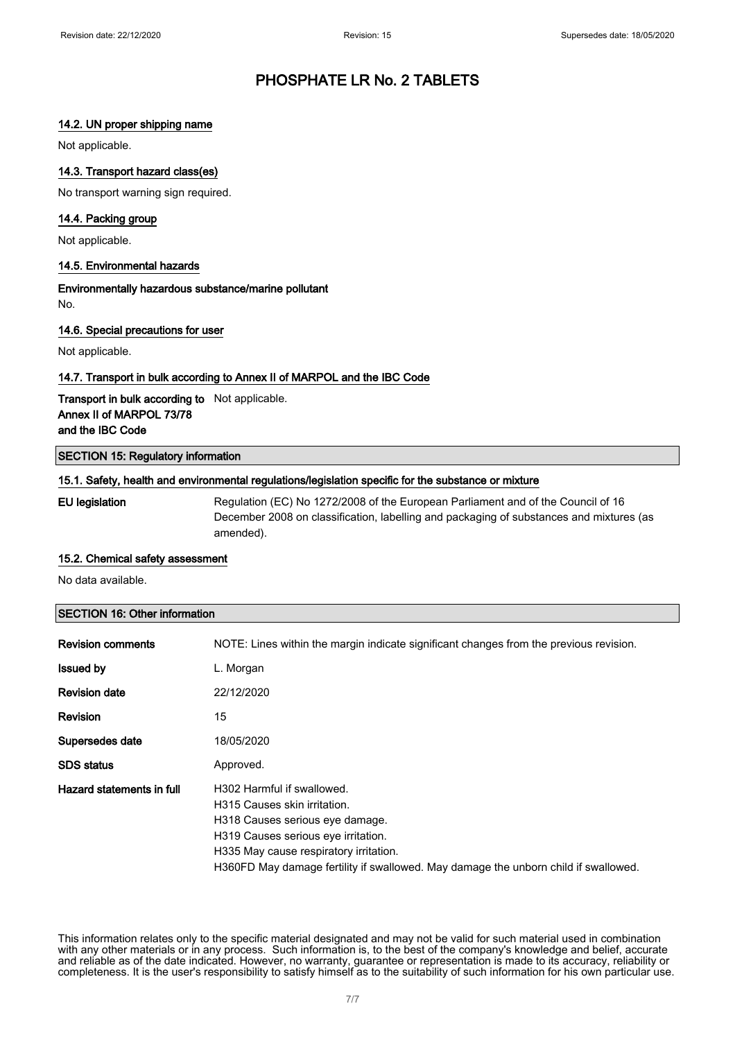### 14.2. UN proper shipping name

Not applicable.

### 14.3. Transport hazard class(es)

No transport warning sign required.

### 14.4. Packing group

Not applicable.

### 14.5. Environmental hazards

**Environmentally hazardous substance/marine pollutant**

No.

### 14.6. Special precautions for user

Not applicable.

### 14.7. Transport in bulk according to Annex II of MARPOL and the IBC Code

| | |
|---|---|
| **Transport in bulk according to Annex II of MARPOL 73/78 and the IBC Code** | Not applicable. |

## SECTION 15: Regulatory information

### 15.1. Safety, health and environmental regulations/legislation specific for the substance or mixture

| | |
|---|---|
| **EU legislation** | Regulation (EC) No 1272/2008 of the European Parliament and of the Council of 16 December 2008 on classification, labelling and packaging of substances and mixtures (as amended). |

### 15.2. Chemical safety assessment

No data available.

## SECTION 16: Other information

| | |
|---|---|
| **Revision comments** | NOTE: Lines within the margin indicate significant changes from the previous revision. |
| **Issued by** | L. Morgan |
| **Revision date** | 22/12/2020 |
| **Revision** | 15 |
| **Supersedes date** | 18/05/2020 |
| **SDS status** | Approved. |
| **Hazard statements in full** | H302 Harmful if swallowed.<br>H315 Causes skin irritation.<br>H318 Causes serious eye damage.<br>H319 Causes serious eye irritation.<br>H335 May cause respiratory irritation.<br>H360FD May damage fertility if swallowed. May damage the unborn child if swallowed. |

This information relates only to the specific material designated and may not be valid for such material used in combination with any other materials or in any process. Such information is, to the best of the company's knowledge and belief, accurate and reliable as of the date indicated. However, no warranty, guarantee or representation is made to its accuracy, reliability or completeness. It is the user's responsibility to satisfy himself as to the suitability of such information for his own particular use.